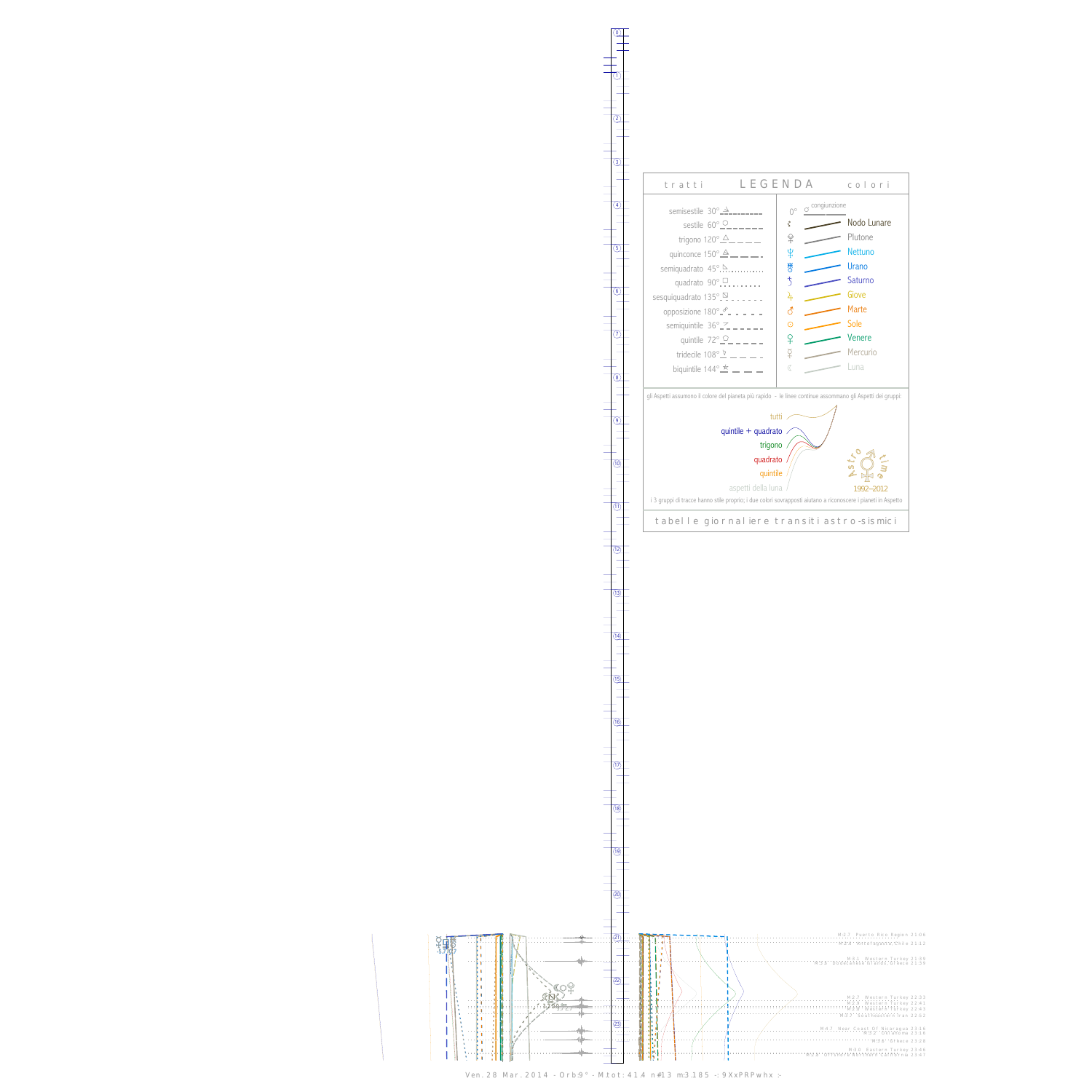# LEGENDA

tratti — colori

| tratti | | colori |
|---|---|---|
| semisestile 30° | 0° congiunzione | |
| sestile 60° | ☊ | Nodo Lunare |
| trigono 120° | ♇ | Plutone |
| quinconce 150° | ♆ | Nettuno |
| semiquadrato 45° | ♅ | Urano |
| quadrato 90° | ♄ | Saturno |
| sesquiquadrato 135° | ♃ | Giove |
| opposizione 180° | ♂ | Marte |
| semiquintile 36° | ☉ | Sole |
| quintile 72° | ♀ | Venere |
| tridecile 108° | ☿ | Mercurio |
| biquintile 144° | ☾ | Luna |

gli Aspetti assumono il colore del pianeta più rapido - le linee continue assommano gli Aspetti dei gruppi:

- tutti
- quintile + quadrato
- trigono
- quadrato
- quintile
- aspetti della luna

Astro time 1992–2012

i 3 gruppi di tracce hanno stile proprio; i due colori sovrapposti aiutano a riconoscere i pianeti in Aspetto

tabelle giornaliere transiti astro-sismici

M:2.7 Puerto Rico Region 21:06
M:2.8 Antofagasta, Chile 21:12
M:3.1 Western Turkey 21:39
M:2.8 Dodecanese Islands, Greece 21:39
M:2.7 Western Turkey 22:33
M:3.0 Western Turkey 22:41
M:2.8 Western Turkey 22:43
M:3.1 Southwestern Iran 22:52
M:4.2 Near Coast Of Nicaragua 23:16
M:3.2 Oklahoma 23:16
M:2.8 Greece 23:28
M:3.0 Eastern Turkey 23:46
M:2.8 Offshore Northern California 23:47

Ven. 28 Mar. 2014 - Orb:9° - M.tot: 41.4 n#13 m:3.185 -: 9XxPRPwhx :-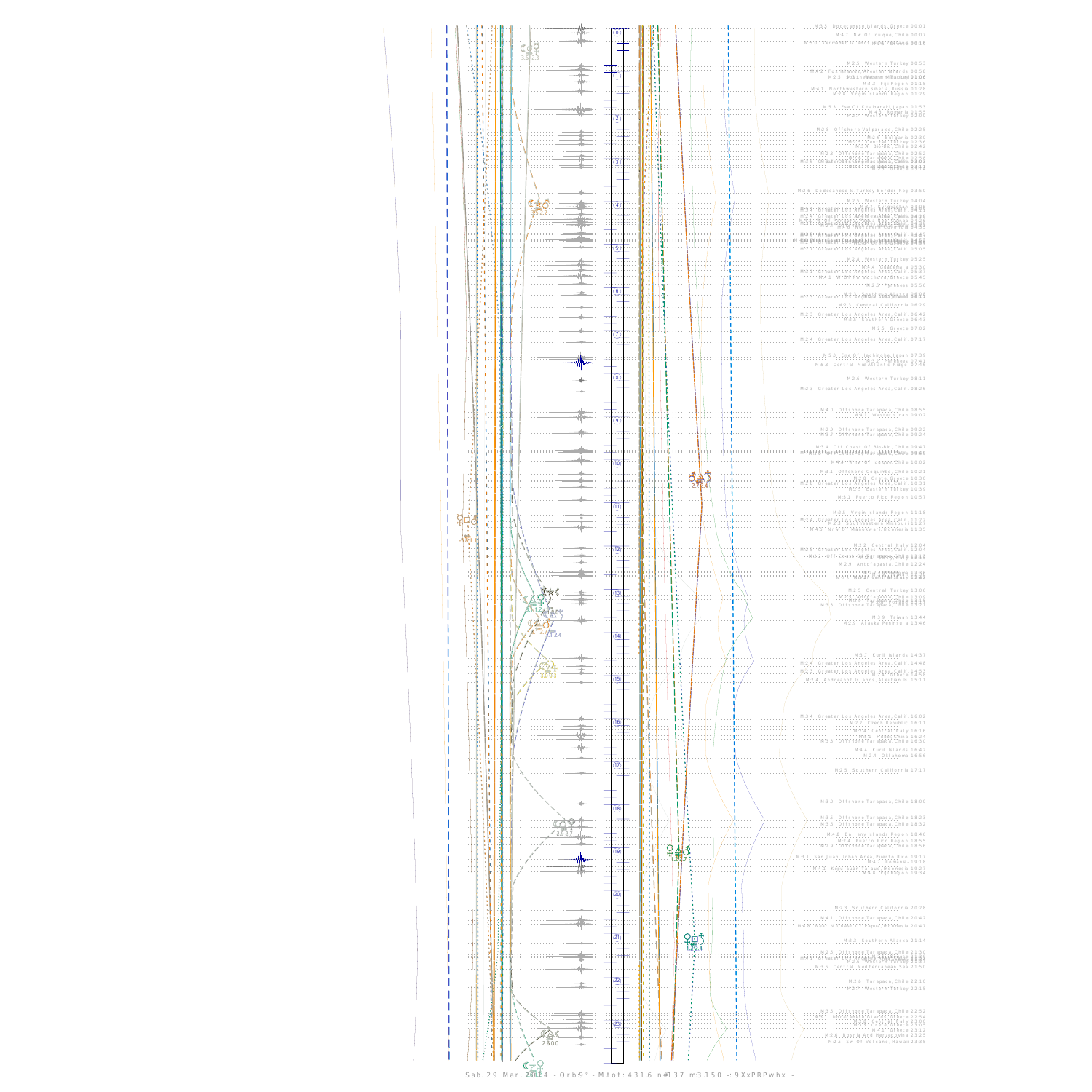M3.3 Dodecanese Islands, Greece 00:01
M4.7 Nne Of Iquique, Chile 00:07
M2.5 Western Turkey 00:53
M2.3 Western Turkey 01:06
M4.1 Fiji Islands 01:15
M4.1 Northwestern Siberia, Russia 01:28
M2.8 Virgin Islands Region 01:29
M5.3 Ene Of Mutsu, Japan 01:53
M2.7 Western Turkey 02:00
M2.8 Offshore Valparaiso, Chile 02:25
M2.4 Bio-Bio, Chile 02:42
M2.6 Dodecanese Is.-Turkey Border Reg 03:50
M2.5 Western Turkey 04:04
M2.1 Greater Los Angeles Area, Calif. 05:05
M2.8 Western Turkey 05:25
M4.4 Guatemala 05:30
M2.1 Greater Los Angeles Area, Calif. 05:37
M4.2 W Of Palaiokhora, Greece 05:45
M2.6 Fiji Islands 05:56
M2.3 Central California 06:29
M2.3 Greater Los Angeles Area, Calif. 06:42
M2.5 Southern Greece 06:43
M2.5 Greece 07:02
M2.4 Greater Los Angeles Area, Calif. 07:17
M5.0 Ene Of Hachinohe, Japan 07:39
M4.1 Fiji Islands 07:41
M5.8 Central Mid-Atlantic Ridge 07:46
M2.6 Western Turkey 08:11
M2.3 Greater Los Angeles Area, Calif. 08:26
M4.0 Offshore Tarapaca, Chile 08:55
M4.1 Western Iran 09:02
M2.9 Offshore Tarapaca, Chile 09:22
M3.4 Off Coast Of Bio-Bio, Chile 09:47
M4.4 Nnw Of Iquique, Chile 10:02
M3.1 Offshore Coquimbo, Chile 10:21
M2.8 Crete, Greece 10:30
M2.1 Greater Los Angeles Area, Calif. 10:31
M2.5 Eastern Turkey 10:39
M3.1 Puerto Rico Region 10:57
M2.5 Virgin Islands Region 11:18
M2.1 Southeastern Missouri 11:27
M4.3 Nne Of Manokwari, Indonesia 11:35
M2.2 Central Italy 12:04
M2.1 Greater Los Angeles Area, Calif. 12:08
M2.9 Antofagasta, Chile 12:24
M2.5 Central Turkey 13:06
M2.3 Offshore Atacama, Chile 13:21
M5.0 Taiwan 13:44
M2.5 Offshore Tarapaca 13:46
M3.7 Kuril Islands 14:37
M2.4 Greater Los Angeles Area, Calif. 14:48
M2.3 Greater Los Angeles Area, Calif. 14:53
M2.4 Greece 14:56
M3.4 Andreanof Islands, Aleutian Is. 15:01
M3.4 Greater Los Angeles Area, Calif. 16:02
M2.2 Czech Republic 16:11
M2.4 Central Italy 16:16
M4.1 Maule, Chile 16:24
M3.3 Offshore Tarapaca, Chile 16:30
M4.4 Kuril Islands 16:42
M2.4 Oklahoma 16:56
M2.5 Southern California 17:17
M3.0 Offshore Tarapaca, Chile 18:00
M3.5 Offshore Tarapaca, Chile 18:23
M3.6 Offshore Tarapaca, Chile 18:32
M4.8 Balleny Islands Region 18:46
M2.4 Puerto Rico Region 18:55
M2.9 Offshore Tarapaca, Chile 18:56
M3.1 San Juan Urban Area, Puerto Rico 19:17
M4.7 Vanuatu 19:18
M4.1 Kepulauan Talaud, Indonesia 19:27
M4.8 Fiji Region 19:34
M3.2 Southern California 20:28
M4.1 Offshore Tarapaca, Chile 20:42
M4.8 Near N Coast Of Papua, Indonesia 20:47
M2.3 Southern Alaska 21:14
M2.3 Offshore Tarapaca, Chile 21:30
M3.6 Central Mediterranean Sea 21:50
M3.4 Tarapaca, Chile 22:10
M2.7 Western Turkey 22:15
M3.3 Offshore Tarapaca, Chile 22:52
M4.1 Greece 23:12
M2.6 Bosnia And Herzegovina 23:25
M2.5 Sw Of Volcano, Hawaii 23:35

Sab.29 Mar.2014 - Orb:9° - M.tot: 431.6 n#137 m3.150 -: 9XxPRPwhx :-